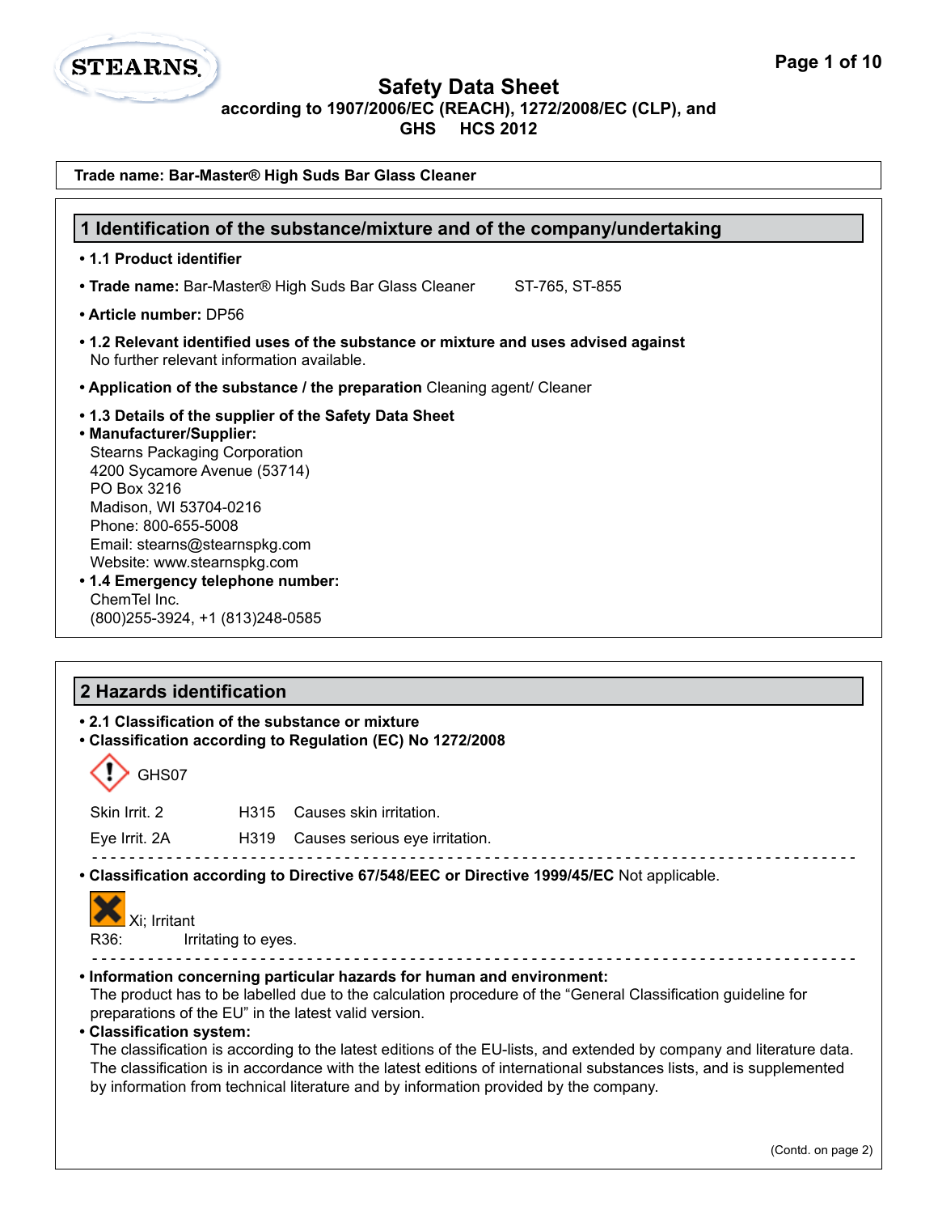# Safety Data Sheet

**according to 1907/2006/EC (REACH), 1272/2008/EC (CLP), and GHS HCS 2012**

**Trade name: Bar-Master® High Suds Bar Glass Cleaner**

## 1 Identification of the substance/mixture and of the company/undertaking

- **1.1 Product identifier**
- **Trade name:** Bar-Master® High Suds Bar Glass Cleaner ST-765, ST-855
- **Article number:** DP56
- **1.2 Relevant identified uses of the substance or mixture and uses advised against**
  No further relevant information available.
- **Application of the substance / the preparation** Cleaning agent/ Cleaner
- **1.3 Details of the supplier of the Safety Data Sheet**
- **Manufacturer/Supplier:**
  Stearns Packaging Corporation
  4200 Sycamore Avenue (53714)
  PO Box 3216
  Madison, WI 53704-0216
  Phone: 800-655-5008
  Email: stearns@stearnspkg.com
  Website: www.stearnspkg.com
- **1.4 Emergency telephone number:**
  ChemTel Inc.
  (800)255-3924, +1 (813)248-0585

## 2 Hazards identification

- **2.1 Classification of the substance or mixture**
- **Classification according to Regulation (EC) No 1272/2008**

GHS07

| | | |
|---|---|---|
| Skin Irrit. 2 | H315 | Causes skin irritation. |
| Eye Irrit. 2A | H319 | Causes serious eye irritation. |

- **Classification according to Directive 67/548/EEC or Directive 1999/45/EC** Not applicable.

Xi; Irritant

R36: Irritating to eyes.

- **Information concerning particular hazards for human and environment:**
  The product has to be labelled due to the calculation procedure of the "General Classification guideline for preparations of the EU" in the latest valid version.
- **Classification system:**
  The classification is according to the latest editions of the EU-lists, and extended by company and literature data. The classification is in accordance with the latest editions of international substances lists, and is supplemented by information from technical literature and by information provided by the company.

(Contd. on page 2)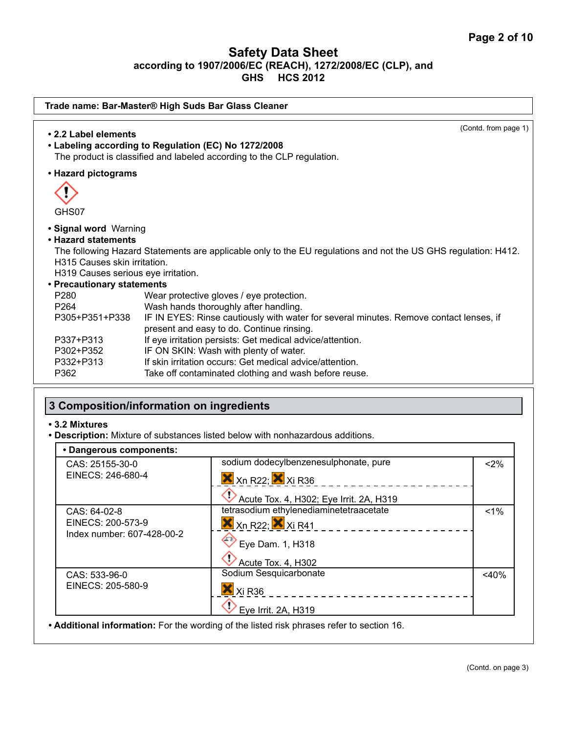**Trade name: Bar-Master® High Suds Bar Glass Cleaner**

(Contd. from page 1)

- **2.2 Label elements**
- **Labeling according to Regulation (EC) No 1272/2008**
  The product is classified and labeled according to the CLP regulation.
- **Hazard pictograms**

  GHS07

- **Signal word** Warning
- **Hazard statements**
  The following Hazard Statements are applicable only to the EU regulations and not the US GHS regulation: H412.
  H315 Causes skin irritation.
  H319 Causes serious eye irritation.
- **Precautionary statements**

| | |
|---|---|
| P280 | Wear protective gloves / eye protection. |
| P264 | Wash hands thoroughly after handling. |
| P305+P351+P338 | IF IN EYES: Rinse cautiously with water for several minutes. Remove contact lenses, if present and easy to do. Continue rinsing. |
| P337+P313 | If eye irritation persists: Get medical advice/attention. |
| P302+P352 | IF ON SKIN: Wash with plenty of water. |
| P332+P313 | If skin irritation occurs: Get medical advice/attention. |
| P362 | Take off contaminated clothing and wash before reuse. |

## 3 Composition/information on ingredients

- **3.2 Mixtures**
- **Description:** Mixture of substances listed below with nonhazardous additions.

| • Dangerous components: | | |
|---|---|---|
| CAS: 25155-30-0<br>EINECS: 246-680-4 | sodium dodecylbenzenesulphonate, pure<br>Xn R22; Xi R36<br>Acute Tox. 4, H302; Eye Irrit. 2A, H319 | <2% |
| CAS: 64-02-8<br>EINECS: 200-573-9<br>Index number: 607-428-00-2 | tetrasodium ethylenediaminetetraacetate<br>Xn R22; Xi R41<br>Eye Dam. 1, H318<br>Acute Tox. 4, H302 | <1% |
| CAS: 533-96-0<br>EINECS: 205-580-9 | Sodium Sesquicarbonate<br>Xi R36<br>Eye Irrit. 2A, H319 | <40% |

- **Additional information:** For the wording of the listed risk phrases refer to section 16.

(Contd. on page 3)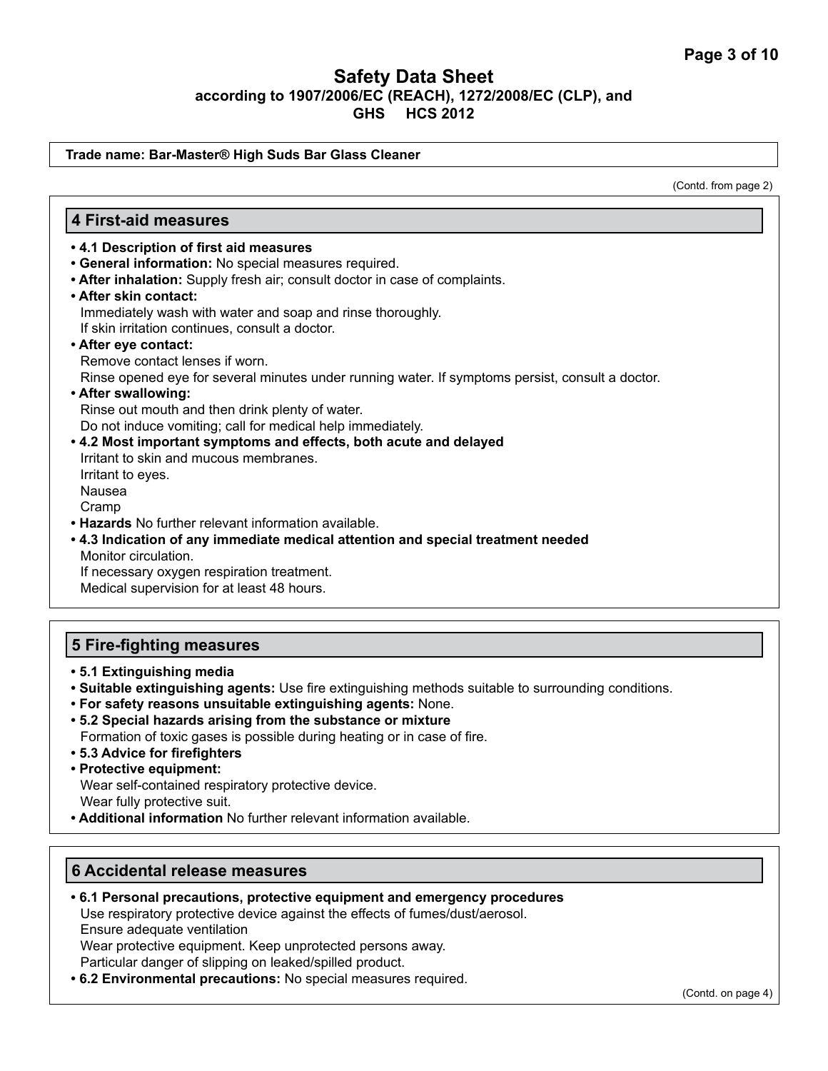**Trade name: Bar-Master® High Suds Bar Glass Cleaner**

(Contd. from page 2)

## 4 First-aid measures

- **4.1 Description of first aid measures**
- **General information:** No special measures required.
- **After inhalation:** Supply fresh air; consult doctor in case of complaints.
- **After skin contact:**
  Immediately wash with water and soap and rinse thoroughly.
  If skin irritation continues, consult a doctor.
- **After eye contact:**
  Remove contact lenses if worn.
  Rinse opened eye for several minutes under running water. If symptoms persist, consult a doctor.
- **After swallowing:**
  Rinse out mouth and then drink plenty of water.
  Do not induce vomiting; call for medical help immediately.
- **4.2 Most important symptoms and effects, both acute and delayed**
  Irritant to skin and mucous membranes.
  Irritant to eyes.
  Nausea
  Cramp
- **Hazards** No further relevant information available.
- **4.3 Indication of any immediate medical attention and special treatment needed**
  Monitor circulation.
  If necessary oxygen respiration treatment.
  Medical supervision for at least 48 hours.

## 5 Fire-fighting measures

- **5.1 Extinguishing media**
- **Suitable extinguishing agents:** Use fire extinguishing methods suitable to surrounding conditions.
- **For safety reasons unsuitable extinguishing agents:** None.
- **5.2 Special hazards arising from the substance or mixture**
  Formation of toxic gases is possible during heating or in case of fire.
- **5.3 Advice for firefighters**
- **Protective equipment:**
  Wear self-contained respiratory protective device.
  Wear fully protective suit.
- **Additional information** No further relevant information available.

## 6 Accidental release measures

- **6.1 Personal precautions, protective equipment and emergency procedures**
  Use respiratory protective device against the effects of fumes/dust/aerosol.
  Ensure adequate ventilation
  Wear protective equipment. Keep unprotected persons away.
  Particular danger of slipping on leaked/spilled product.
- **6.2 Environmental precautions:** No special measures required.

(Contd. on page 4)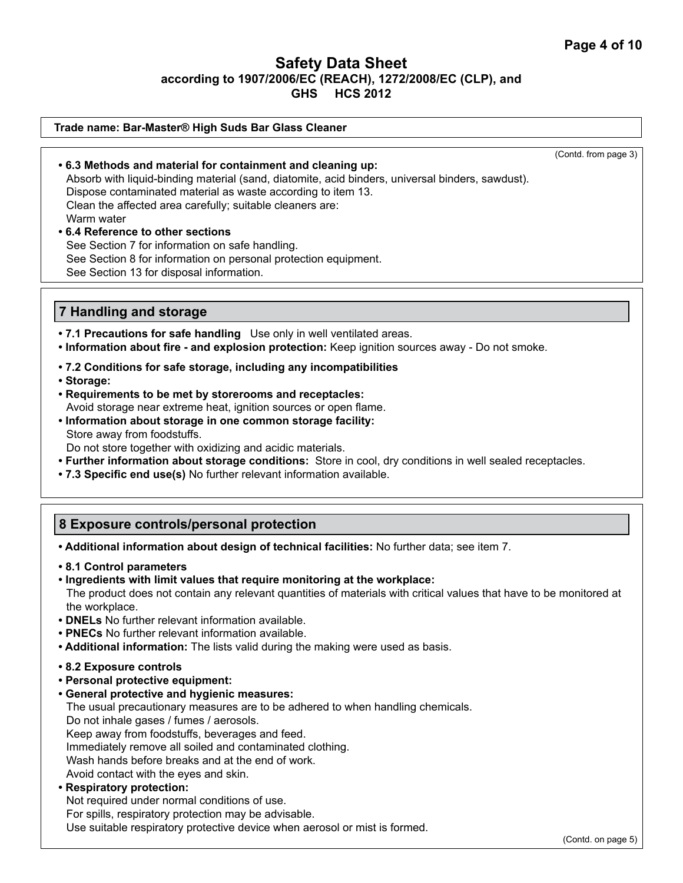**Trade name: Bar-Master® High Suds Bar Glass Cleaner**

(Contd. from page 3)

- **6.3 Methods and material for containment and cleaning up:**
  Absorb with liquid-binding material (sand, diatomite, acid binders, universal binders, sawdust).
  Dispose contaminated material as waste according to item 13.
  Clean the affected area carefully; suitable cleaners are:
  Warm water
- **6.4 Reference to other sections**
  See Section 7 for information on safe handling.
  See Section 8 for information on personal protection equipment.
  See Section 13 for disposal information.

## 7 Handling and storage

- **7.1 Precautions for safe handling** Use only in well ventilated areas.
- **Information about fire - and explosion protection:** Keep ignition sources away - Do not smoke.
- **7.2 Conditions for safe storage, including any incompatibilities**
- **Storage:**
- **Requirements to be met by storerooms and receptacles:**
  Avoid storage near extreme heat, ignition sources or open flame.
- **Information about storage in one common storage facility:**
  Store away from foodstuffs.
  Do not store together with oxidizing and acidic materials.
- **Further information about storage conditions:** Store in cool, dry conditions in well sealed receptacles.
- **7.3 Specific end use(s)** No further relevant information available.

## 8 Exposure controls/personal protection

- **Additional information about design of technical facilities:** No further data; see item 7.
- **8.1 Control parameters**
- **Ingredients with limit values that require monitoring at the workplace:**
  The product does not contain any relevant quantities of materials with critical values that have to be monitored at the workplace.
- **DNELs** No further relevant information available.
- **PNECs** No further relevant information available.
- **Additional information:** The lists valid during the making were used as basis.
- **8.2 Exposure controls**
- **Personal protective equipment:**
- **General protective and hygienic measures:**
  The usual precautionary measures are to be adhered to when handling chemicals.
  Do not inhale gases / fumes / aerosols.
  Keep away from foodstuffs, beverages and feed.
  Immediately remove all soiled and contaminated clothing.
  Wash hands before breaks and at the end of work.
  Avoid contact with the eyes and skin.
- **Respiratory protection:**
  Not required under normal conditions of use.
  For spills, respiratory protection may be advisable.
  Use suitable respiratory protective device when aerosol or mist is formed.

(Contd. on page 5)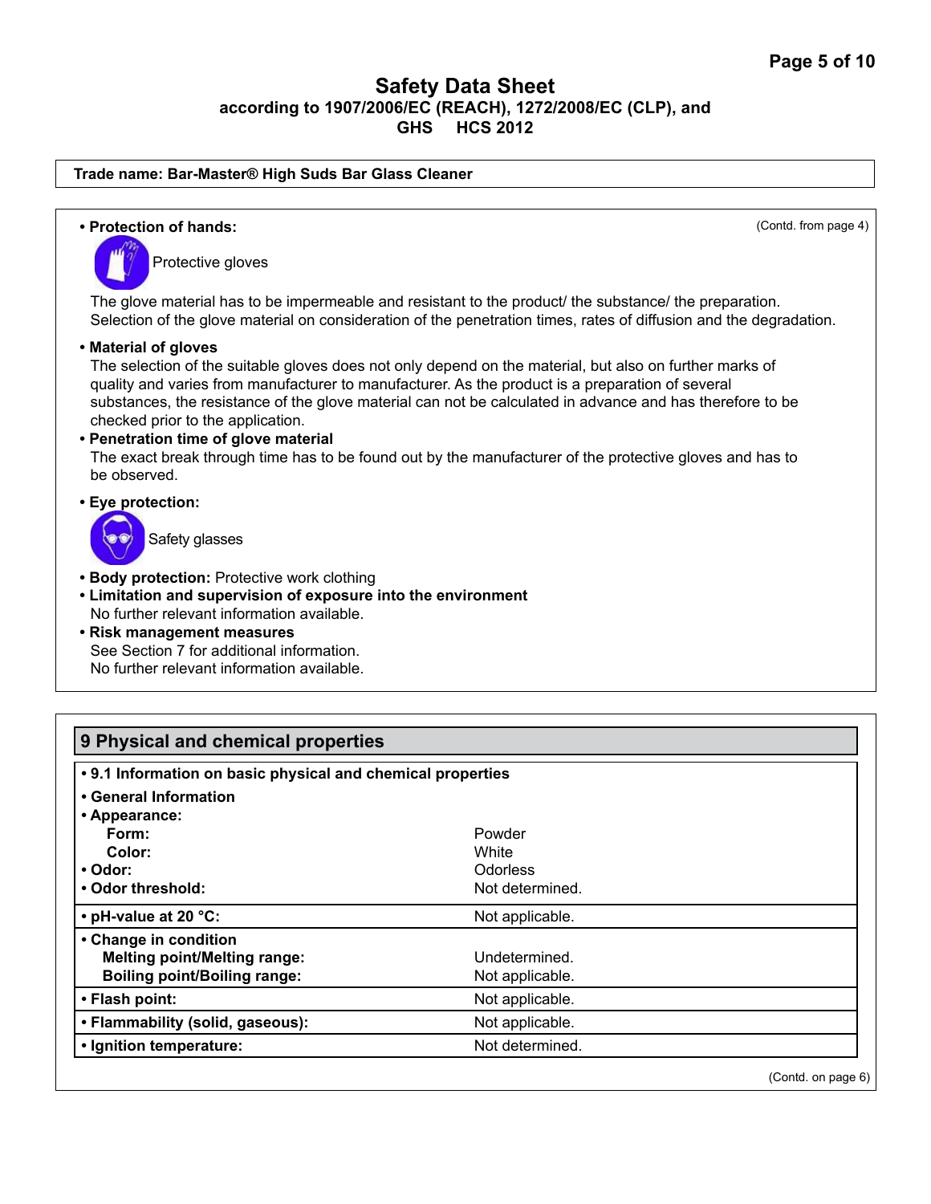**Trade name: Bar-Master® High Suds Bar Glass Cleaner**

(Contd. from page 4)

- **Protection of hands:**

  Protective gloves

  The glove material has to be impermeable and resistant to the product/ the substance/ the preparation. Selection of the glove material on consideration of the penetration times, rates of diffusion and the degradation.

- **Material of gloves**

  The selection of the suitable gloves does not only depend on the material, but also on further marks of quality and varies from manufacturer to manufacturer. As the product is a preparation of several substances, the resistance of the glove material can not be calculated in advance and has therefore to be checked prior to the application.

- **Penetration time of glove material**

  The exact break through time has to be found out by the manufacturer of the protective gloves and has to be observed.

- **Eye protection:**

  Safety glasses

- **Body protection:** Protective work clothing
- **Limitation and supervision of exposure into the environment**

  No further relevant information available.

- **Risk management measures**

  See Section 7 for additional information.

  No further relevant information available.

## 9 Physical and chemical properties

| | |
|---|---|
| **• 9.1 Information on basic physical and chemical properties** | |
| **• General Information** | |
| **• Appearance:** | |
| **Form:** | Powder |
| **Color:** | White |
| **• Odor:** | Odorless |
| **• Odor threshold:** | Not determined. |
| **• pH-value at 20 °C:** | Not applicable. |
| **• Change in condition** | |
| **Melting point/Melting range:** | Undetermined. |
| **Boiling point/Boiling range:** | Not applicable. |
| **• Flash point:** | Not applicable. |
| **• Flammability (solid, gaseous):** | Not applicable. |
| **• Ignition temperature:** | Not determined. |

(Contd. on page 6)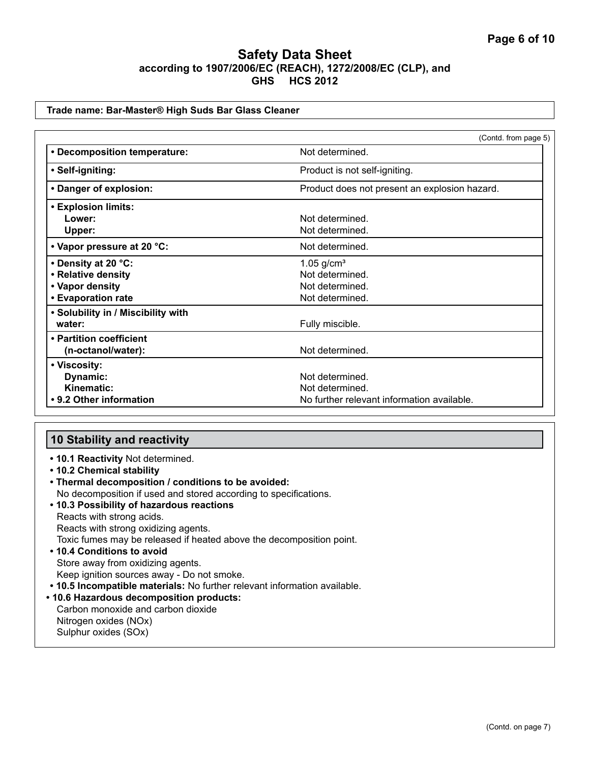# Safety Data Sheet
**according to 1907/2006/EC (REACH), 1272/2008/EC (CLP), and GHS HCS 2012**

**Trade name: Bar-Master® High Suds Bar Glass Cleaner**

(Contd. from page 5)

| | |
|---|---|
| **• Decomposition temperature:** | Not determined. |
| **• Self-igniting:** | Product is not self-igniting. |
| **• Danger of explosion:** | Product does not present an explosion hazard. |
| **• Explosion limits:** | |
| **Lower:** | Not determined. |
| **Upper:** | Not determined. |
| **• Vapor pressure at 20 °C:** | Not determined. |
| **• Density at 20 °C:** | 1.05 g/cm³ |
| **• Relative density** | Not determined. |
| **• Vapor density** | Not determined. |
| **• Evaporation rate** | Not determined. |
| **• Solubility in / Miscibility with water:** | Fully miscible. |
| **• Partition coefficient (n-octanol/water):** | Not determined. |
| **• Viscosity:** | |
| **Dynamic:** | Not determined. |
| **Kinematic:** | Not determined. |
| **• 9.2 Other information** | No further relevant information available. |

## 10 Stability and reactivity

- **10.1 Reactivity** Not determined.
- **10.2 Chemical stability**
- **Thermal decomposition / conditions to be avoided:**
  No decomposition if used and stored according to specifications.
- **10.3 Possibility of hazardous reactions**
  Reacts with strong acids.
  Reacts with strong oxidizing agents.
  Toxic fumes may be released if heated above the decomposition point.
- **10.4 Conditions to avoid**
  Store away from oxidizing agents.
  Keep ignition sources away - Do not smoke.
- **10.5 Incompatible materials:** No further relevant information available.
- **10.6 Hazardous decomposition products:**
  Carbon monoxide and carbon dioxide
  Nitrogen oxides (NOx)
  Sulphur oxides (SOx)

(Contd. on page 7)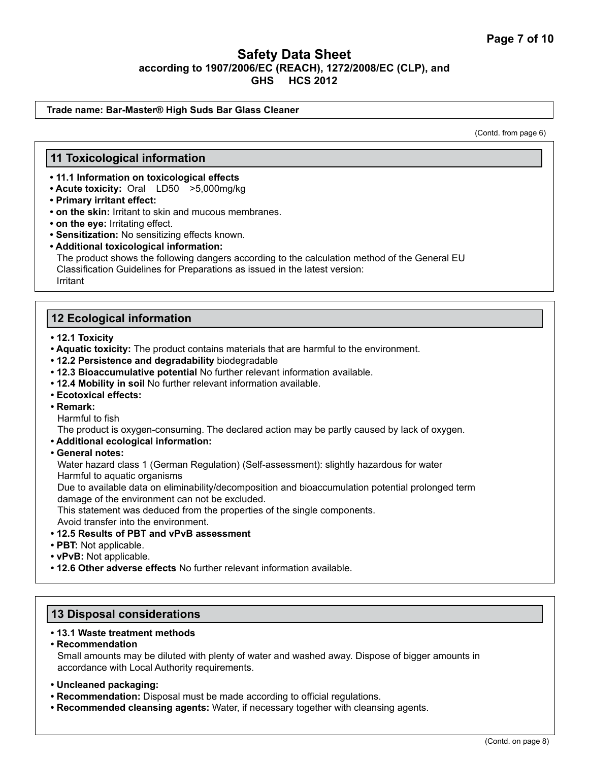**Safety Data Sheet**
**according to 1907/2006/EC (REACH), 1272/2008/EC (CLP), and GHS HCS 2012**

**Trade name: Bar-Master® High Suds Bar Glass Cleaner**

(Contd. from page 6)

## 11 Toxicological information

- **11.1 Information on toxicological effects**
- **Acute toxicity:** Oral LD50 >5,000mg/kg
- **Primary irritant effect:**
- **on the skin:** Irritant to skin and mucous membranes.
- **on the eye:** Irritating effect.
- **Sensitization:** No sensitizing effects known.
- **Additional toxicological information:**
  The product shows the following dangers according to the calculation method of the General EU Classification Guidelines for Preparations as issued in the latest version:
  Irritant

## 12 Ecological information

- **12.1 Toxicity**
- **Aquatic toxicity:** The product contains materials that are harmful to the environment.
- **12.2 Persistence and degradability** biodegradable
- **12.3 Bioaccumulative potential** No further relevant information available.
- **12.4 Mobility in soil** No further relevant information available.
- **Ecotoxical effects:**
- **Remark:**
  Harmful to fish
  The product is oxygen-consuming. The declared action may be partly caused by lack of oxygen.
- **Additional ecological information:**
- **General notes:**
  Water hazard class 1 (German Regulation) (Self-assessment): slightly hazardous for water
  Harmful to aquatic organisms
  Due to available data on eliminability/decomposition and bioaccumulation potential prolonged term damage of the environment can not be excluded.
  This statement was deduced from the properties of the single components.
  Avoid transfer into the environment.
- **12.5 Results of PBT and vPvB assessment**
- **PBT:** Not applicable.
- **vPvB:** Not applicable.
- **12.6 Other adverse effects** No further relevant information available.

## 13 Disposal considerations

- **13.1 Waste treatment methods**
- **Recommendation**
  Small amounts may be diluted with plenty of water and washed away. Dispose of bigger amounts in accordance with Local Authority requirements.

- **Uncleaned packaging:**
- **Recommendation:** Disposal must be made according to official regulations.
- **Recommended cleansing agents:** Water, if necessary together with cleansing agents.

(Contd. on page 8)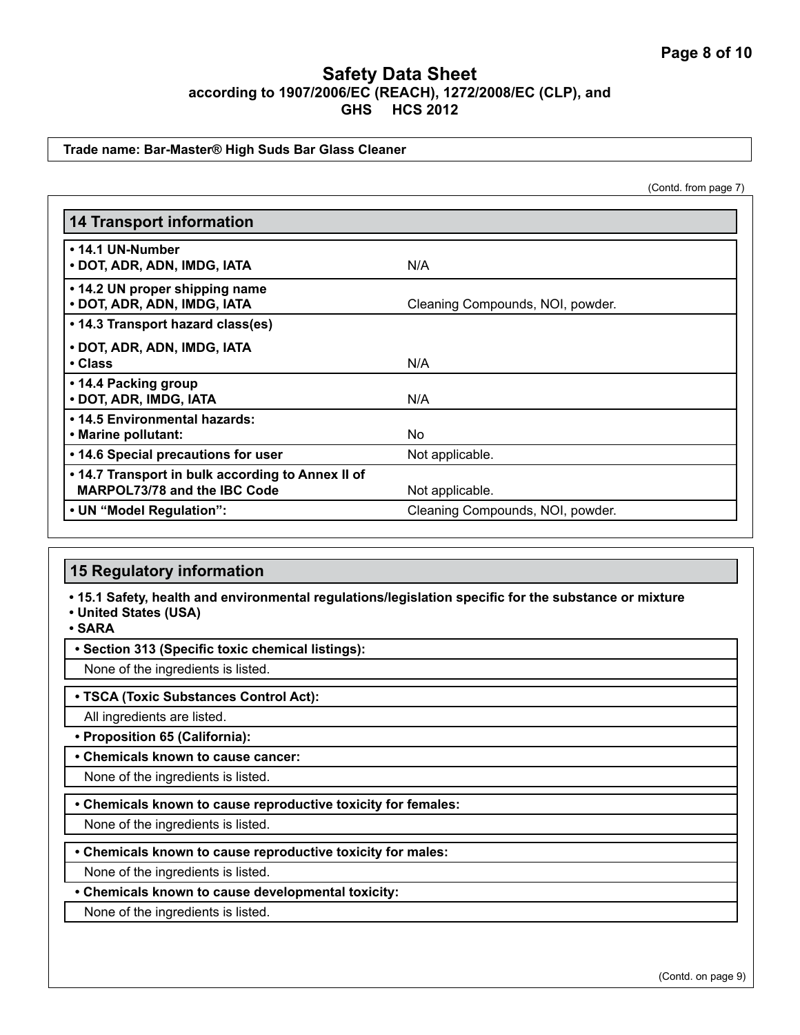# Safety Data Sheet

**according to 1907/2006/EC (REACH), 1272/2008/EC (CLP), and GHS HCS 2012**

**Trade name: Bar-Master® High Suds Bar Glass Cleaner**

(Contd. from page 7)

## 14 Transport information

| | |
|---|---|
| **• 14.1 UN-Number**<br>**• DOT, ADR, ADN, IMDG, IATA** | N/A |
| **• 14.2 UN proper shipping name**<br>**• DOT, ADR, ADN, IMDG, IATA** | Cleaning Compounds, NOI, powder. |
| **• 14.3 Transport hazard class(es)** | |
| **• DOT, ADR, ADN, IMDG, IATA**<br>**• Class** | N/A |
| **• 14.4 Packing group**<br>**• DOT, ADR, IMDG, IATA** | N/A |
| **• 14.5 Environmental hazards:**<br>**• Marine pollutant:** | No |
| **• 14.6 Special precautions for user** | Not applicable. |
| **• 14.7 Transport in bulk according to Annex II of MARPOL73/78 and the IBC Code** | Not applicable. |
| **• UN "Model Regulation":** | Cleaning Compounds, NOI, powder. |

## 15 Regulatory information

**• 15.1 Safety, health and environmental regulations/legislation specific for the substance or mixture**

**• United States (USA)**

**• SARA**

**• Section 313 (Specific toxic chemical listings):**

None of the ingredients is listed.

**• TSCA (Toxic Substances Control Act):**

All ingredients are listed.

**• Proposition 65 (California):**

**• Chemicals known to cause cancer:**

None of the ingredients is listed.

**• Chemicals known to cause reproductive toxicity for females:**

None of the ingredients is listed.

**• Chemicals known to cause reproductive toxicity for males:**

None of the ingredients is listed.

**• Chemicals known to cause developmental toxicity:**

None of the ingredients is listed.

(Contd. on page 9)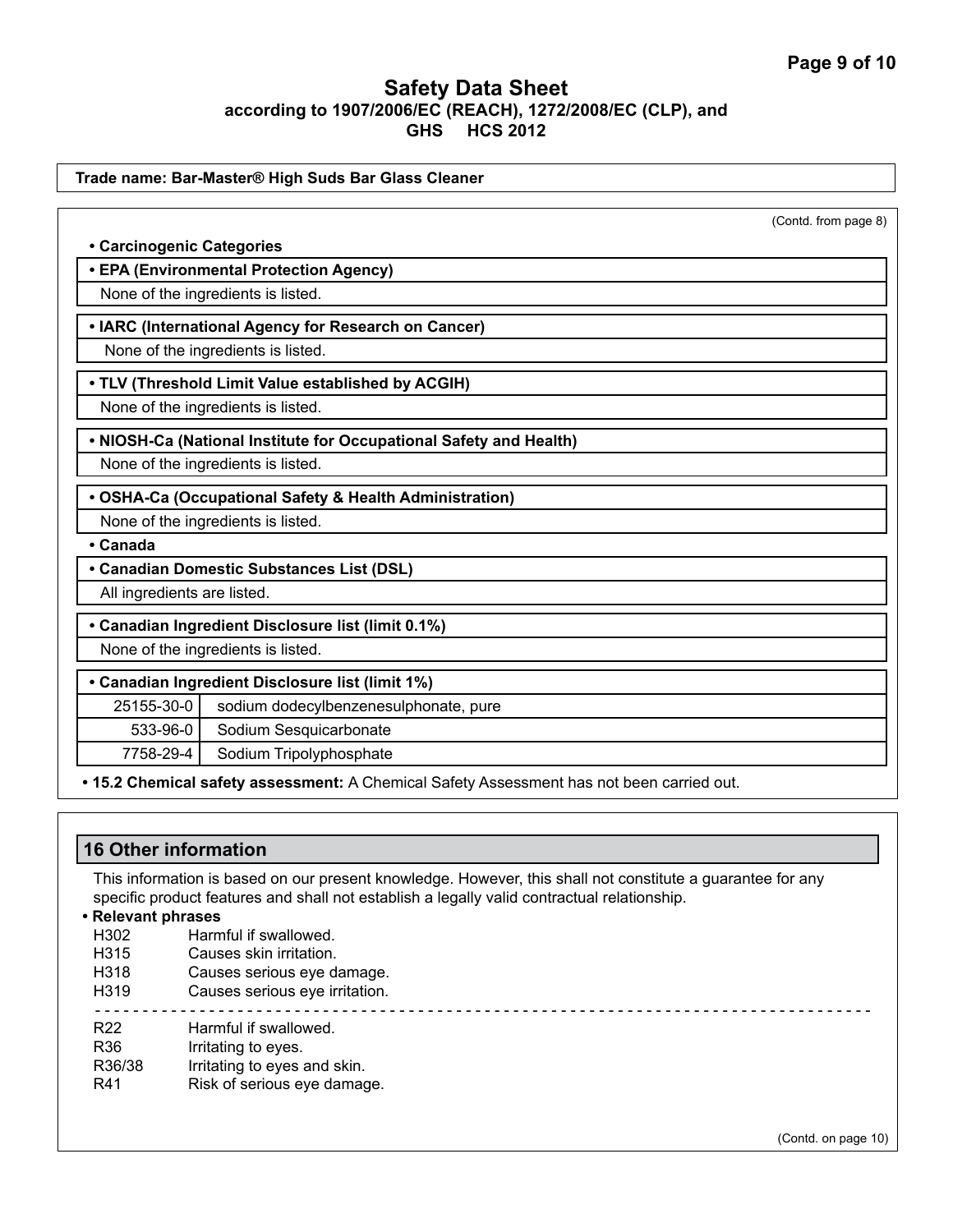**Trade name: Bar-Master® High Suds Bar Glass Cleaner**

(Contd. from page 8)

- **Carcinogenic Categories**

- **EPA (Environmental Protection Agency)**

None of the ingredients is listed.

- **IARC (International Agency for Research on Cancer)**

None of the ingredients is listed.

- **TLV (Threshold Limit Value established by ACGIH)**

None of the ingredients is listed.

- **NIOSH-Ca (National Institute for Occupational Safety and Health)**

None of the ingredients is listed.

- **OSHA-Ca (Occupational Safety & Health Administration)**

None of the ingredients is listed.

- **Canada**

- **Canadian Domestic Substances List (DSL)**

All ingredients are listed.

- **Canadian Ingredient Disclosure list (limit 0.1%)**

None of the ingredients is listed.

- **Canadian Ingredient Disclosure list (limit 1%)**

| CAS | Name |
|---|---|
| 25155-30-0 | sodium dodecylbenzenesulphonate, pure |
| 533-96-0 | Sodium Sesquicarbonate |
| 7758-29-4 | Sodium Tripolyphosphate |

- **15.2 Chemical safety assessment:** A Chemical Safety Assessment has not been carried out.

## 16 Other information

This information is based on our present knowledge. However, this shall not constitute a guarantee for any specific product features and shall not establish a legally valid contractual relationship.

- **Relevant phrases**

H302 Harmful if swallowed.
H315 Causes skin irritation.
H318 Causes serious eye damage.
H319 Causes serious eye irritation.

---

R22 Harmful if swallowed.
R36 Irritating to eyes.
R36/38 Irritating to eyes and skin.
R41 Risk of serious eye damage.

(Contd. on page 10)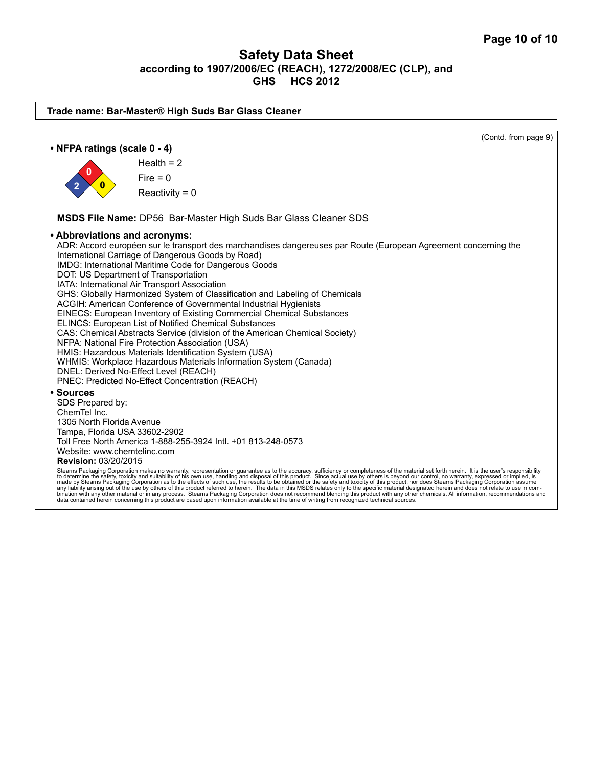# Safety Data Sheet

**according to 1907/2006/EC (REACH), 1272/2008/EC (CLP), and GHS HCS 2012**

**Trade name: Bar-Master® High Suds Bar Glass Cleaner**

(Contd. from page 9)

**• NFPA ratings (scale 0 - 4)**

Health = 2
Fire = 0
Reactivity = 0

**MSDS File Name:** DP56 Bar-Master High Suds Bar Glass Cleaner SDS

**• Abbreviations and acronyms:**

ADR: Accord européen sur le transport des marchandises dangereuses par Route (European Agreement concerning the International Carriage of Dangerous Goods by Road)
IMDG: International Maritime Code for Dangerous Goods
DOT: US Department of Transportation
IATA: International Air Transport Association
GHS: Globally Harmonized System of Classification and Labeling of Chemicals
ACGIH: American Conference of Governmental Industrial Hygienists
EINECS: European Inventory of Existing Commercial Chemical Substances
ELINCS: European List of Notified Chemical Substances
CAS: Chemical Abstracts Service (division of the American Chemical Society)
NFPA: National Fire Protection Association (USA)
HMIS: Hazardous Materials Identification System (USA)
WHMIS: Workplace Hazardous Materials Information System (Canada)
DNEL: Derived No-Effect Level (REACH)
PNEC: Predicted No-Effect Concentration (REACH)

**• Sources**

SDS Prepared by:
ChemTel Inc.
1305 North Florida Avenue
Tampa, Florida USA 33602-2902
Toll Free North America 1-888-255-3924 Intl. +01 813-248-0573
Website: www.chemtelinc.com
**Revision:** 03/20/2015

Stearns Packaging Corporation makes no warranty, representation or guarantee as to the accuracy, sufficiency or completeness of the material set forth herein. It is the user's responsibility to determine the safety, toxicity and suitability of his own use, handling and disposal of this product. Since actual use by others is beyond our control, no warranty, expressed or implied, is made by Stearns Packaging Corporation as to the effects of such use, the results to be obtained or the safety and toxicity of this product, nor does Stearns Packaging Corporation assume any liability arising out of the use by others of this product referred to herein. The data in this MSDS relates only to the specific material designated herein and does not relate to use in combination with any other material or in any process. Stearns Packaging Corporation does not recommend blending this product with any other chemicals. All information, recommendations and data contained herein concerning this product are based upon information available at the time of writing from recognized technical sources.